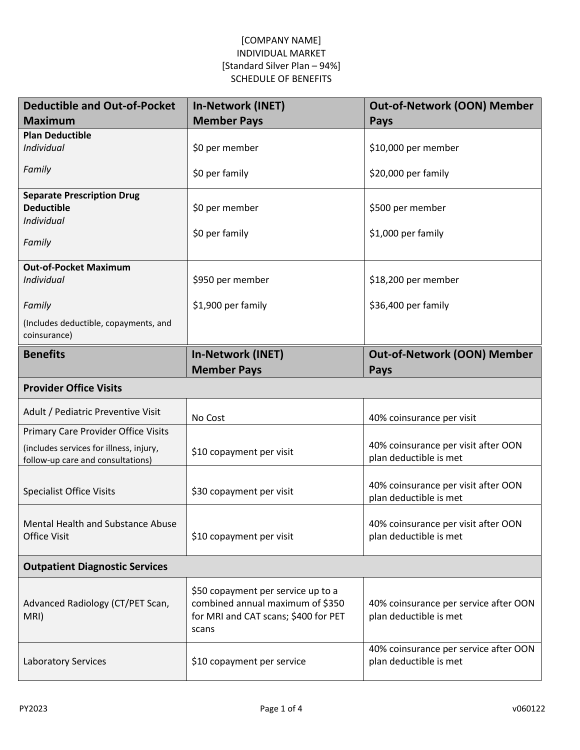[COMPANY NAME]
INDIVIDUAL MARKET
[Standard Silver Plan – 94%]
SCHEDULE OF BENEFITS

| Deductible and Out-of-Pocket Maximum | In-Network (INET) Member Pays | Out-of-Network (OON) Member Pays |
|---|---|---|
| **Plan Deductible** *Individual* | $0 per member | $10,000 per member |
| *Family* | $0 per family | $20,000 per family |
| **Separate Prescription Drug Deductible** *Individual* | $0 per member | $500 per member |
| *Family* | $0 per family | $1,000 per family |
| **Out-of-Pocket Maximum** *Individual* | $950 per member | $18,200 per member |
| *Family* (Includes deductible, copayments, and coinsurance) | $1,900 per family | $36,400 per family |

| Benefits | In-Network (INET) Member Pays | Out-of-Network (OON) Member Pays |
|---|---|---|
| **Provider Office Visits** | | |
| Adult / Pediatric Preventive Visit | No Cost | 40% coinsurance per visit |
| Primary Care Provider Office Visits (includes services for illness, injury, follow-up care and consultations) | $10 copayment per visit | 40% coinsurance per visit after OON plan deductible is met |
| Specialist Office Visits | $30 copayment per visit | 40% coinsurance per visit after OON plan deductible is met |
| Mental Health and Substance Abuse Office Visit | $10 copayment per visit | 40% coinsurance per visit after OON plan deductible is met |
| **Outpatient Diagnostic Services** | | |
| Advanced Radiology (CT/PET Scan, MRI) | $50 copayment per service up to a combined annual maximum of $350 for MRI and CAT scans; $400 for PET scans | 40% coinsurance per service after OON plan deductible is met |
| Laboratory Services | $10 copayment per service | 40% coinsurance per service after OON plan deductible is met |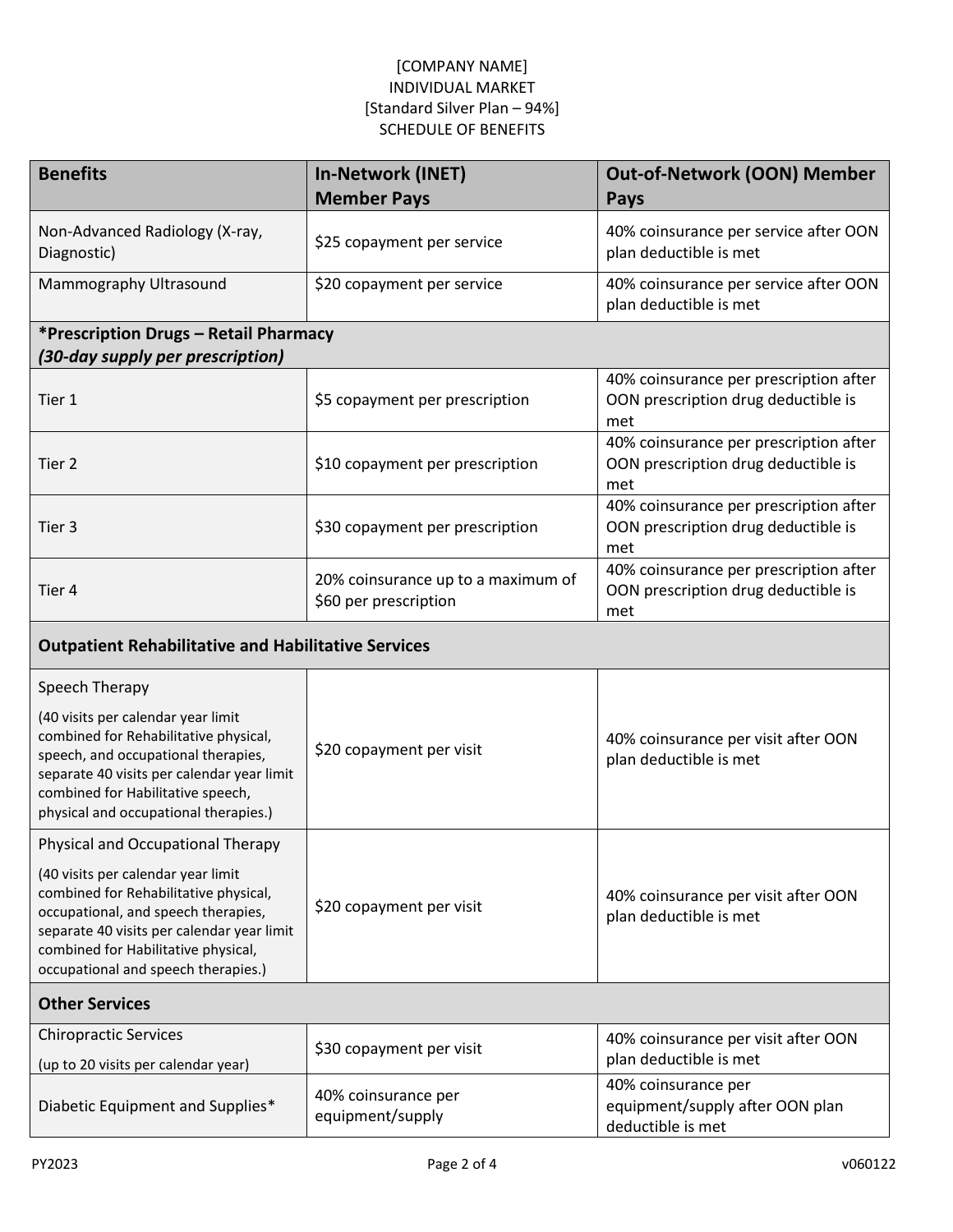[COMPANY NAME]
INDIVIDUAL MARKET
[Standard Silver Plan – 94%]
SCHEDULE OF BENEFITS

| Benefits | In-Network (INET) Member Pays | Out-of-Network (OON) Member Pays |
|---|---|---|
| Non-Advanced Radiology (X-ray, Diagnostic) | $25 copayment per service | 40% coinsurance per service after OON plan deductible is met |
| Mammography Ultrasound | $20 copayment per service | 40% coinsurance per service after OON plan deductible is met |
| ***Prescription Drugs – Retail Pharmacy** ***(30-day supply per prescription)*** | | |
| Tier 1 | $5 copayment per prescription | 40% coinsurance per prescription after OON prescription drug deductible is met |
| Tier 2 | $10 copayment per prescription | 40% coinsurance per prescription after OON prescription drug deductible is met |
| Tier 3 | $30 copayment per prescription | 40% coinsurance per prescription after OON prescription drug deductible is met |
| Tier 4 | 20% coinsurance up to a maximum of $60 per prescription | 40% coinsurance per prescription after OON prescription drug deductible is met |
| **Outpatient Rehabilitative and Habilitative Services** | | |
| Speech Therapy (40 visits per calendar year limit combined for Rehabilitative physical, speech, and occupational therapies, separate 40 visits per calendar year limit combined for Habilitative speech, physical and occupational therapies.) | $20 copayment per visit | 40% coinsurance per visit after OON plan deductible is met |
| Physical and Occupational Therapy (40 visits per calendar year limit combined for Rehabilitative physical, occupational, and speech therapies, separate 40 visits per calendar year limit combined for Habilitative physical, occupational and speech therapies.) | $20 copayment per visit | 40% coinsurance per visit after OON plan deductible is met |
| **Other Services** | | |
| Chiropractic Services (up to 20 visits per calendar year) | $30 copayment per visit | 40% coinsurance per visit after OON plan deductible is met |
| Diabetic Equipment and Supplies* | 40% coinsurance per equipment/supply | 40% coinsurance per equipment/supply after OON plan deductible is met |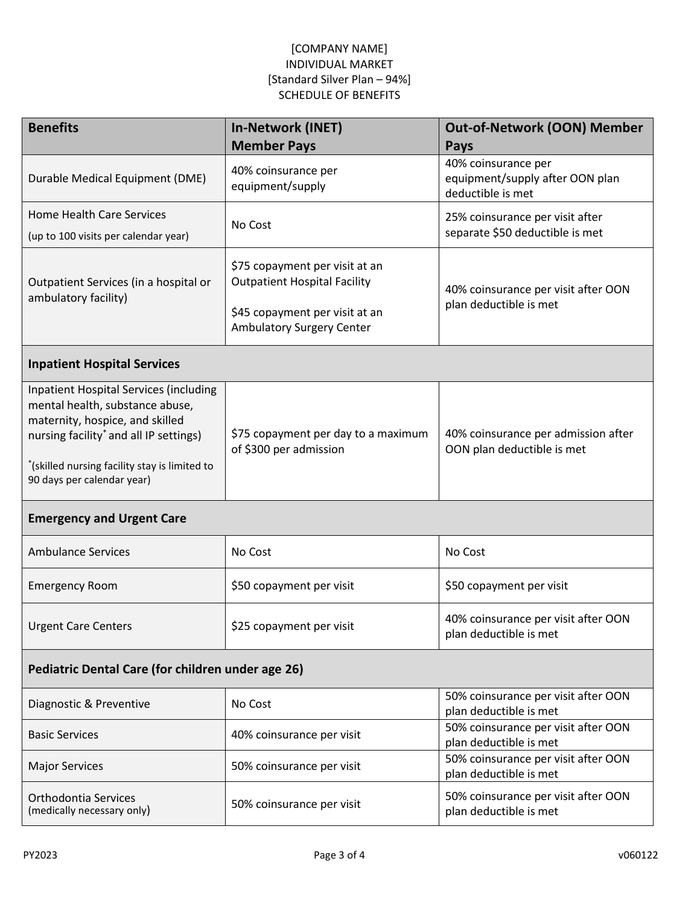[COMPANY NAME]
INDIVIDUAL MARKET
[Standard Silver Plan – 94%]
SCHEDULE OF BENEFITS

| Benefits | In-Network (INET) Member Pays | Out-of-Network (OON) Member Pays |
| --- | --- | --- |
| Durable Medical Equipment (DME) | 40% coinsurance per equipment/supply | 40% coinsurance per equipment/supply after OON plan deductible is met |
| Home Health Care Services (up to 100 visits per calendar year) | No Cost | 25% coinsurance per visit after separate $50 deductible is met |
| Outpatient Services (in a hospital or ambulatory facility) | $75 copayment per visit at an Outpatient Hospital Facility<br>$45 copayment per visit at an Ambulatory Surgery Center | 40% coinsurance per visit after OON plan deductible is met |
| **Inpatient Hospital Services** | | |
| Inpatient Hospital Services (including mental health, substance abuse, maternity, hospice, and skilled nursing facility* and all IP settings)<br>*(skilled nursing facility stay is limited to 90 days per calendar year) | $75 copayment per day to a maximum of $300 per admission | 40% coinsurance per admission after OON plan deductible is met |
| **Emergency and Urgent Care** | | |
| Ambulance Services | No Cost | No Cost |
| Emergency Room | $50 copayment per visit | $50 copayment per visit |
| Urgent Care Centers | $25 copayment per visit | 40% coinsurance per visit after OON plan deductible is met |
| **Pediatric Dental Care (for children under age 26)** | | |
| Diagnostic & Preventive | No Cost | 50% coinsurance per visit after OON plan deductible is met |
| Basic Services | 40% coinsurance per visit | 50% coinsurance per visit after OON plan deductible is met |
| Major Services | 50% coinsurance per visit | 50% coinsurance per visit after OON plan deductible is met |
| Orthodontia Services (medically necessary only) | 50% coinsurance per visit | 50% coinsurance per visit after OON plan deductible is met |

PY2023 v060122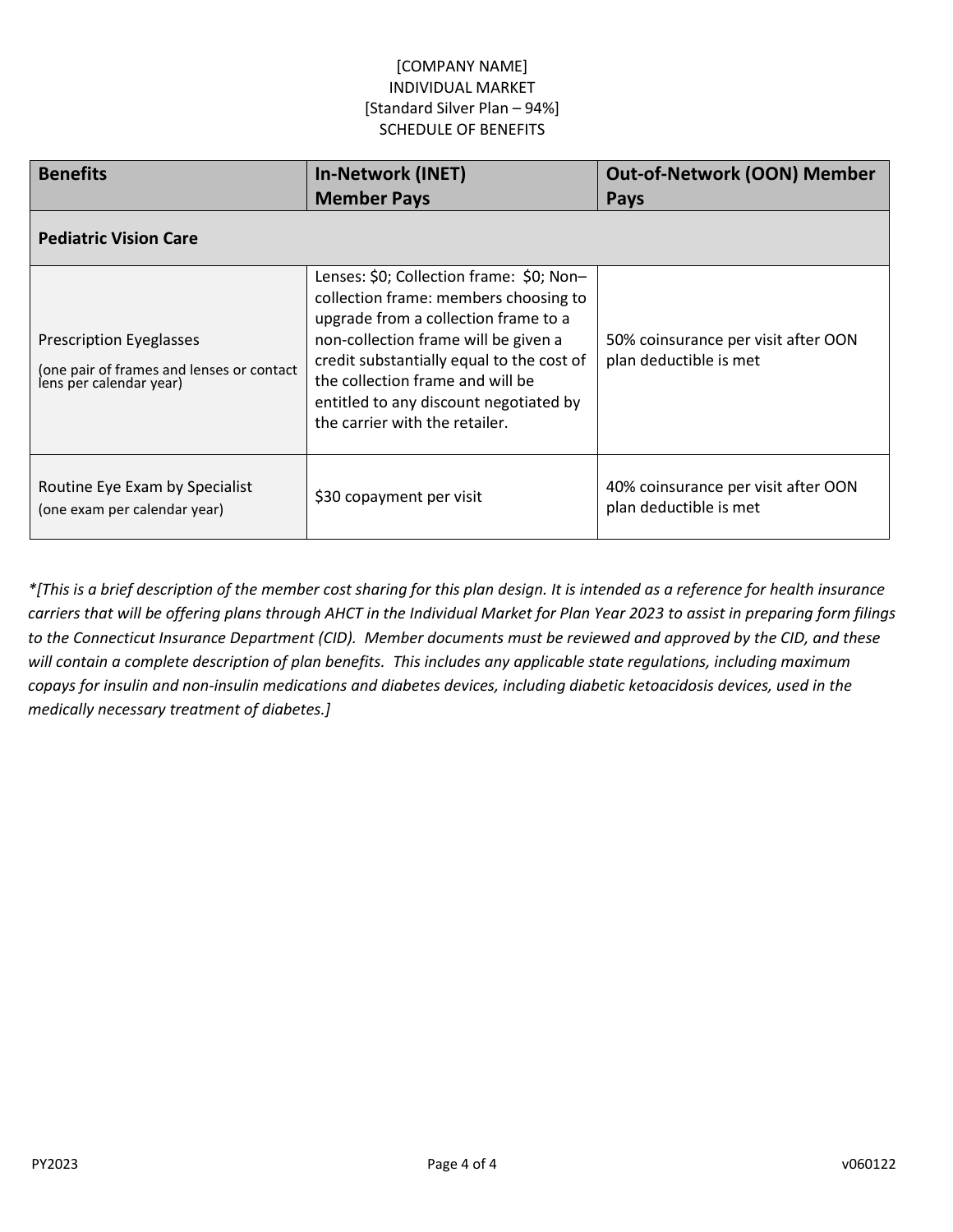[COMPANY NAME]
INDIVIDUAL MARKET
[Standard Silver Plan – 94%]
SCHEDULE OF BENEFITS

| Benefits | In-Network (INET) Member Pays | Out-of-Network (OON) Member Pays |
|---|---|---|
| **Pediatric Vision Care** | | |
| Prescription Eyeglasses (one pair of frames and lenses or contact lens per calendar year) | Lenses: $0; Collection frame: $0; Non–collection frame: members choosing to upgrade from a collection frame to a non-collection frame will be given a credit substantially equal to the cost of the collection frame and will be entitled to any discount negotiated by the carrier with the retailer. | 50% coinsurance per visit after OON plan deductible is met |
| Routine Eye Exam by Specialist (one exam per calendar year) | $30 copayment per visit | 40% coinsurance per visit after OON plan deductible is met |

*\*[This is a brief description of the member cost sharing for this plan design. It is intended as a reference for health insurance carriers that will be offering plans through AHCT in the Individual Market for Plan Year 2023 to assist in preparing form filings to the Connecticut Insurance Department (CID). Member documents must be reviewed and approved by the CID, and these will contain a complete description of plan benefits. This includes any applicable state regulations, including maximum copays for insulin and non-insulin medications and diabetes devices, including diabetic ketoacidosis devices, used in the medically necessary treatment of diabetes.]*